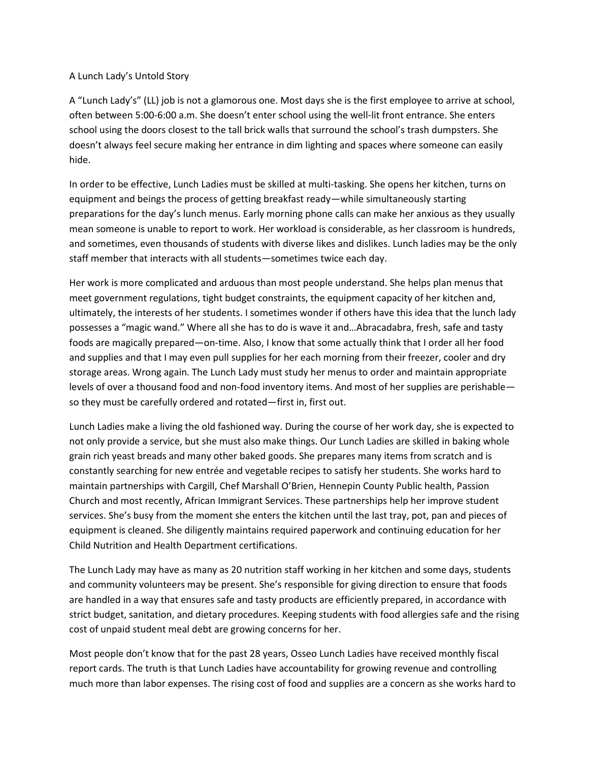# A Lunch Lady's Untold Story

A "Lunch Lady's" (LL) job is not a glamorous one. Most days she is the first employee to arrive at school, often between 5:00-6:00 a.m. She doesn't enter school using the well-lit front entrance. She enters school using the doors closest to the tall brick walls that surround the school's trash dumpsters. She doesn't always feel secure making her entrance in dim lighting and spaces where someone can easily hide.

In order to be effective, Lunch Ladies must be skilled at multi-tasking. She opens her kitchen, turns on equipment and beings the process of getting breakfast ready—while simultaneously starting preparations for the day's lunch menus. Early morning phone calls can make her anxious as they usually mean someone is unable to report to work. Her workload is considerable, as her classroom is hundreds, and sometimes, even thousands of students with diverse likes and dislikes. Lunch ladies may be the only staff member that interacts with all students—sometimes twice each day.

Her work is more complicated and arduous than most people understand. She helps plan menus that meet government regulations, tight budget constraints, the equipment capacity of her kitchen and, ultimately, the interests of her students. I sometimes wonder if others have this idea that the lunch lady possesses a "magic wand." Where all she has to do is wave it and…Abracadabra, fresh, safe and tasty foods are magically prepared—on-time. Also, I know that some actually think that I order all her food and supplies and that I may even pull supplies for her each morning from their freezer, cooler and dry storage areas. Wrong again. The Lunch Lady must study her menus to order and maintain appropriate levels of over a thousand food and non-food inventory items. And most of her supplies are perishable—so they must be carefully ordered and rotated—first in, first out.

Lunch Ladies make a living the old fashioned way. During the course of her work day, she is expected to not only provide a service, but she must also make things. Our Lunch Ladies are skilled in baking whole grain rich yeast breads and many other baked goods. She prepares many items from scratch and is constantly searching for new entrée and vegetable recipes to satisfy her students. She works hard to maintain partnerships with Cargill, Chef Marshall O'Brien, Hennepin County Public health, Passion Church and most recently, African Immigrant Services. These partnerships help her improve student services. She's busy from the moment she enters the kitchen until the last tray, pot, pan and pieces of equipment is cleaned. She diligently maintains required paperwork and continuing education for her Child Nutrition and Health Department certifications.

The Lunch Lady may have as many as 20 nutrition staff working in her kitchen and some days, students and community volunteers may be present. She's responsible for giving direction to ensure that foods are handled in a way that ensures safe and tasty products are efficiently prepared, in accordance with strict budget, sanitation, and dietary procedures. Keeping students with food allergies safe and the rising cost of unpaid student meal debt are growing concerns for her.

Most people don't know that for the past 28 years, Osseo Lunch Ladies have received monthly fiscal report cards. The truth is that Lunch Ladies have accountability for growing revenue and controlling much more than labor expenses. The rising cost of food and supplies are a concern as she works hard to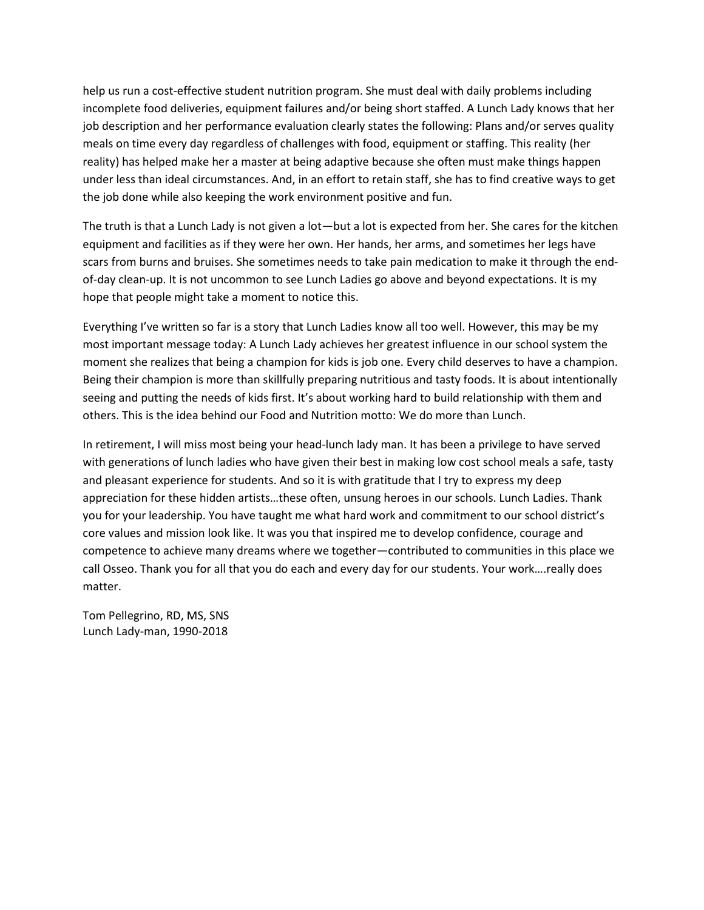help us run a cost-effective student nutrition program. She must deal with daily problems including incomplete food deliveries, equipment failures and/or being short staffed. A Lunch Lady knows that her job description and her performance evaluation clearly states the following: Plans and/or serves quality meals on time every day regardless of challenges with food, equipment or staffing. This reality (her reality) has helped make her a master at being adaptive because she often must make things happen under less than ideal circumstances. And, in an effort to retain staff, she has to find creative ways to get the job done while also keeping the work environment positive and fun.

The truth is that a Lunch Lady is not given a lot—but a lot is expected from her. She cares for the kitchen equipment and facilities as if they were her own. Her hands, her arms, and sometimes her legs have scars from burns and bruises. She sometimes needs to take pain medication to make it through the end-of-day clean-up. It is not uncommon to see Lunch Ladies go above and beyond expectations. It is my hope that people might take a moment to notice this.

Everything I've written so far is a story that Lunch Ladies know all too well. However, this may be my most important message today: A Lunch Lady achieves her greatest influence in our school system the moment she realizes that being a champion for kids is job one. Every child deserves to have a champion. Being their champion is more than skillfully preparing nutritious and tasty foods. It is about intentionally seeing and putting the needs of kids first. It's about working hard to build relationship with them and others. This is the idea behind our Food and Nutrition motto: We do more than Lunch.

In retirement, I will miss most being your head-lunch lady man. It has been a privilege to have served with generations of lunch ladies who have given their best in making low cost school meals a safe, tasty and pleasant experience for students. And so it is with gratitude that I try to express my deep appreciation for these hidden artists…these often, unsung heroes in our schools. Lunch Ladies. Thank you for your leadership. You have taught me what hard work and commitment to our school district's core values and mission look like. It was you that inspired me to develop confidence, courage and competence to achieve many dreams where we together—contributed to communities in this place we call Osseo. Thank you for all that you do each and every day for our students. Your work….really does matter.

Tom Pellegrino, RD, MS, SNS
Lunch Lady-man, 1990-2018